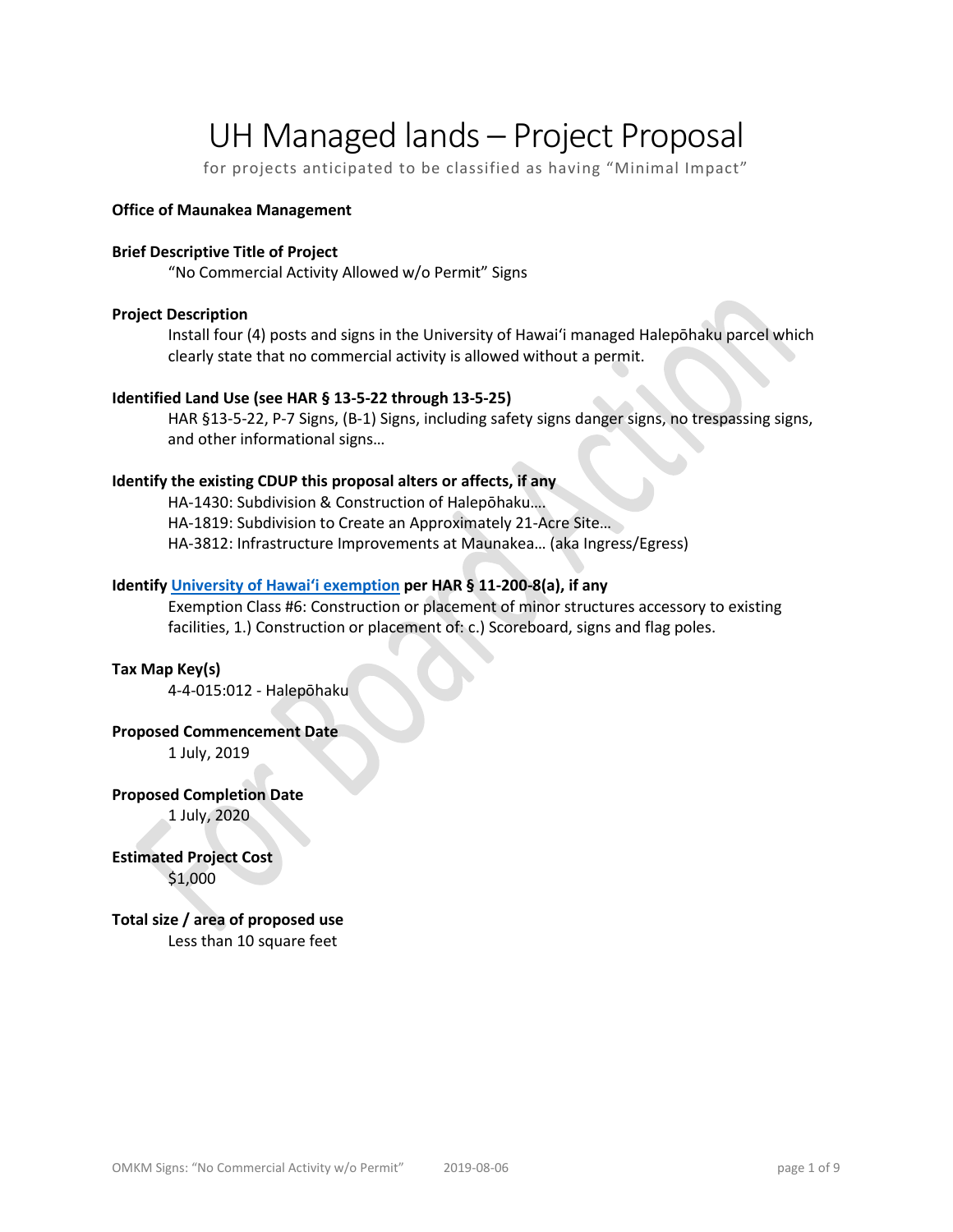# UH Managed lands – Project Proposal

for projects anticipated to be classified as having "Minimal Impact"

**Office of Maunakea Management**

**Brief Descriptive Title of Project**

"No Commercial Activity Allowed w/o Permit" Signs

**Project Description**

Install four (4) posts and signs in the University of Hawaiʻi managed Halepōhaku parcel which clearly state that no commercial activity is allowed without a permit.

**Identified Land Use (see HAR § 13-5-22 through 13-5-25)**

HAR §13-5-22, P-7 Signs, (B-1) Signs, including safety signs danger signs, no trespassing signs, and other informational signs…

**Identify the existing CDUP this proposal alters or affects, if any**

HA-1430: Subdivision & Construction of Halepōhaku….
HA-1819: Subdivision to Create an Approximately 21-Acre Site…
HA-3812: Infrastructure Improvements at Maunakea… (aka Ingress/Egress)

**Identify University of Hawaiʻi exemption per HAR § 11-200-8(a), if any**

Exemption Class #6: Construction or placement of minor structures accessory to existing facilities, 1.) Construction or placement of: c.) Scoreboard, signs and flag poles.

**Tax Map Key(s)**

4-4-015:012 - Halepōhaku

**Proposed Commencement Date**

1 July, 2019

**Proposed Completion Date**

1 July, 2020

**Estimated Project Cost**

$1,000

**Total size / area of proposed use**

Less than 10 square feet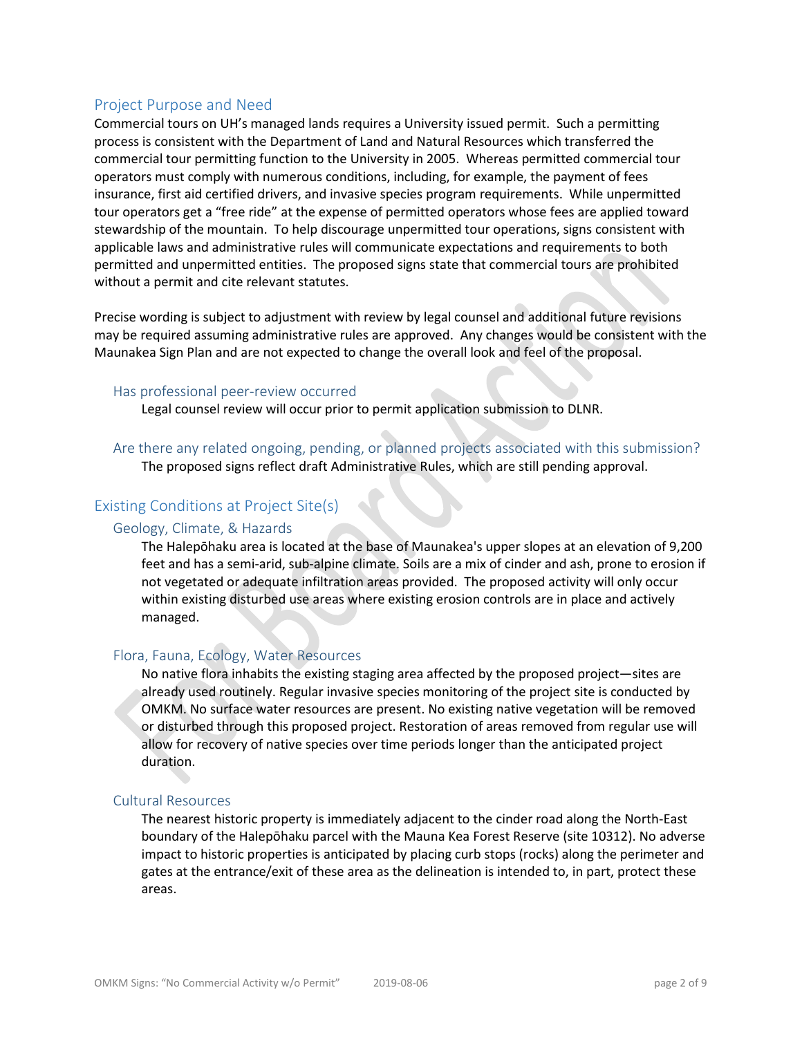## Project Purpose and Need

Commercial tours on UH's managed lands requires a University issued permit. Such a permitting process is consistent with the Department of Land and Natural Resources which transferred the commercial tour permitting function to the University in 2005. Whereas permitted commercial tour operators must comply with numerous conditions, including, for example, the payment of fees insurance, first aid certified drivers, and invasive species program requirements. While unpermitted tour operators get a "free ride" at the expense of permitted operators whose fees are applied toward stewardship of the mountain. To help discourage unpermitted tour operations, signs consistent with applicable laws and administrative rules will communicate expectations and requirements to both permitted and unpermitted entities. The proposed signs state that commercial tours are prohibited without a permit and cite relevant statutes.

Precise wording is subject to adjustment with review by legal counsel and additional future revisions may be required assuming administrative rules are approved. Any changes would be consistent with the Maunakea Sign Plan and are not expected to change the overall look and feel of the proposal.

### Has professional peer-review occurred

Legal counsel review will occur prior to permit application submission to DLNR.

### Are there any related ongoing, pending, or planned projects associated with this submission?

The proposed signs reflect draft Administrative Rules, which are still pending approval.

## Existing Conditions at Project Site(s)

### Geology, Climate, & Hazards

The Halepōhaku area is located at the base of Maunakea's upper slopes at an elevation of 9,200 feet and has a semi-arid, sub-alpine climate. Soils are a mix of cinder and ash, prone to erosion if not vegetated or adequate infiltration areas provided. The proposed activity will only occur within existing disturbed use areas where existing erosion controls are in place and actively managed.

### Flora, Fauna, Ecology, Water Resources

No native flora inhabits the existing staging area affected by the proposed project—sites are already used routinely. Regular invasive species monitoring of the project site is conducted by OMKM. No surface water resources are present. No existing native vegetation will be removed or disturbed through this proposed project. Restoration of areas removed from regular use will allow for recovery of native species over time periods longer than the anticipated project duration.

### Cultural Resources

The nearest historic property is immediately adjacent to the cinder road along the North-East boundary of the Halepōhaku parcel with the Mauna Kea Forest Reserve (site 10312). No adverse impact to historic properties is anticipated by placing curb stops (rocks) along the perimeter and gates at the entrance/exit of these area as the delineation is intended to, in part, protect these areas.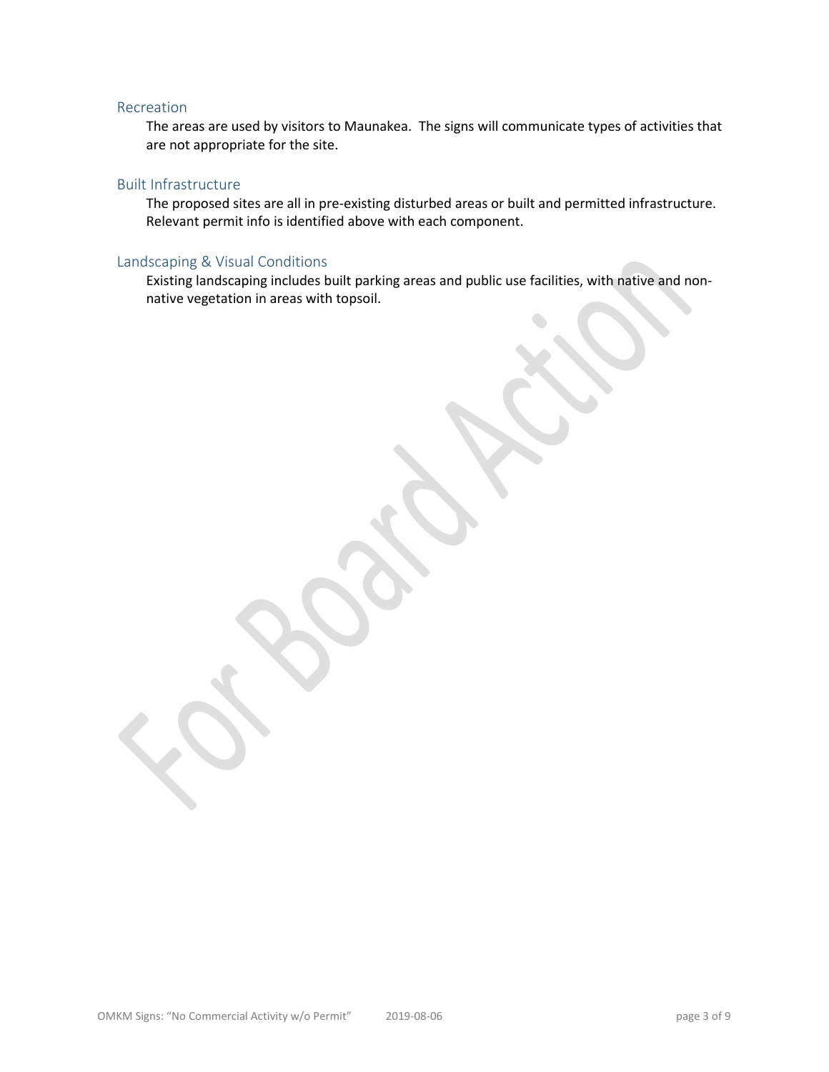### Recreation

The areas are used by visitors to Maunakea. The signs will communicate types of activities that are not appropriate for the site.

### Built Infrastructure

The proposed sites are all in pre-existing disturbed areas or built and permitted infrastructure. Relevant permit info is identified above with each component.

### Landscaping & Visual Conditions

Existing landscaping includes built parking areas and public use facilities, with native and non-native vegetation in areas with topsoil.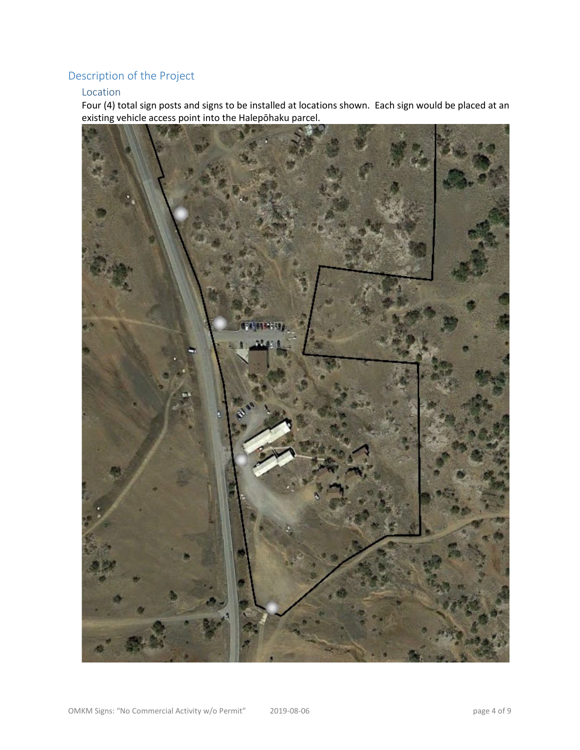## Description of the Project

### Location

Four (4) total sign posts and signs to be installed at locations shown. Each sign would be placed at an existing vehicle access point into the Halepōhaku parcel.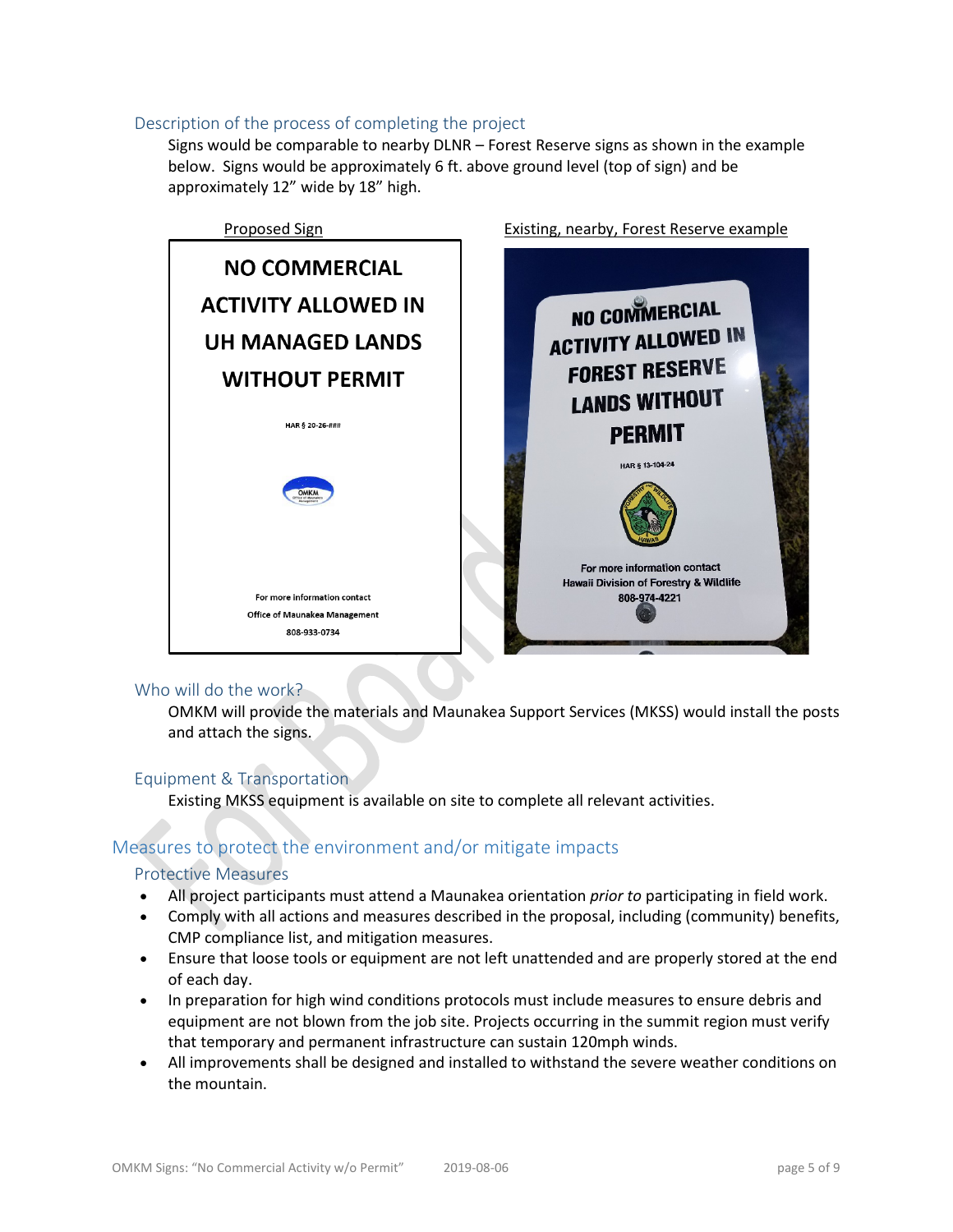### Description of the process of completing the project

Signs would be comparable to nearby DLNR – Forest Reserve signs as shown in the example below. Signs would be approximately 6 ft. above ground level (top of sign) and be approximately 12" wide by 18" high.

| Proposed Sign | Existing, nearby, Forest Reserve example |
| --- | --- |
| **NO COMMERCIAL ACTIVITY ALLOWED IN UH MANAGED LANDS WITHOUT PERMIT**<br>HAR § 20-26-###<br>OMKM Office of Maunakea Management<br>For more information contact<br>Office of Maunakea Management<br>808-933-0734 | **NO COMMERCIAL ACTIVITY ALLOWED IN FOREST RESERVE LANDS WITHOUT PERMIT**<br>HAR § 13-104-24<br>For more information contact<br>Hawaii Division of Forestry & Wildlife<br>808-974-4221 |

### Who will do the work?

OMKM will provide the materials and Maunakea Support Services (MKSS) would install the posts and attach the signs.

### Equipment & Transportation

Existing MKSS equipment is available on site to complete all relevant activities.

## Measures to protect the environment and/or mitigate impacts

### Protective Measures

- All project participants must attend a Maunakea orientation *prior to* participating in field work.
- Comply with all actions and measures described in the proposal, including (community) benefits, CMP compliance list, and mitigation measures.
- Ensure that loose tools or equipment are not left unattended and are properly stored at the end of each day.
- In preparation for high wind conditions protocols must include measures to ensure debris and equipment are not blown from the job site. Projects occurring in the summit region must verify that temporary and permanent infrastructure can sustain 120mph winds.
- All improvements shall be designed and installed to withstand the severe weather conditions on the mountain.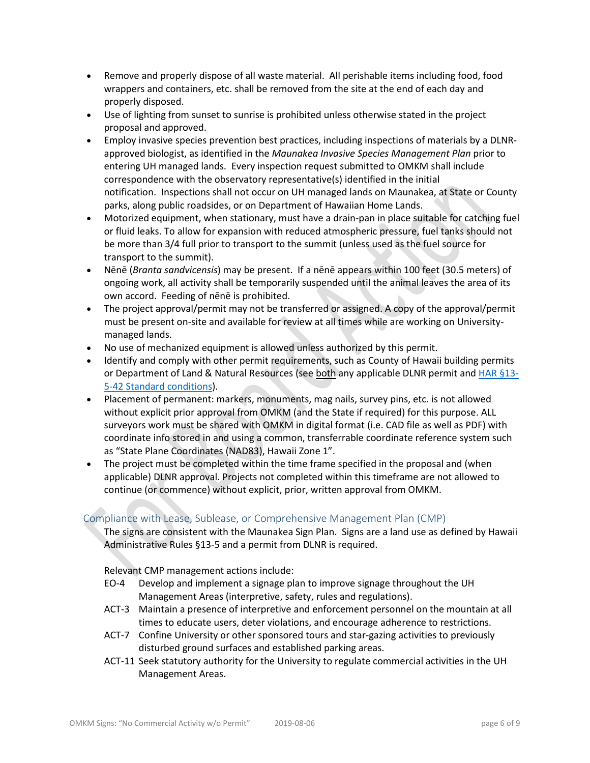- Remove and properly dispose of all waste material. All perishable items including food, food wrappers and containers, etc. shall be removed from the site at the end of each day and properly disposed.
- Use of lighting from sunset to sunrise is prohibited unless otherwise stated in the project proposal and approved.
- Employ invasive species prevention best practices, including inspections of materials by a DLNR-approved biologist, as identified in the *Maunakea Invasive Species Management Plan* prior to entering UH managed lands. Every inspection request submitted to OMKM shall include correspondence with the observatory representative(s) identified in the initial notification. Inspections shall not occur on UH managed lands on Maunakea, at State or County parks, along public roadsides, or on Department of Hawaiian Home Lands.
- Motorized equipment, when stationary, must have a drain-pan in place suitable for catching fuel or fluid leaks. To allow for expansion with reduced atmospheric pressure, fuel tanks should not be more than 3/4 full prior to transport to the summit (unless used as the fuel source for transport to the summit).
- Nēnē (*Branta sandvicensis*) may be present. If a nēnē appears within 100 feet (30.5 meters) of ongoing work, all activity shall be temporarily suspended until the animal leaves the area of its own accord. Feeding of nēnē is prohibited.
- The project approval/permit may not be transferred or assigned. A copy of the approval/permit must be present on-site and available for review at all times while are working on University-managed lands.
- No use of mechanized equipment is allowed unless authorized by this permit.
- Identify and comply with other permit requirements, such as County of Hawaii building permits or Department of Land & Natural Resources (see both any applicable DLNR permit and [HAR §13-5-42 Standard conditions]).
- Placement of permanent: markers, monuments, mag nails, survey pins, etc. is not allowed without explicit prior approval from OMKM (and the State if required) for this purpose. ALL surveyors work must be shared with OMKM in digital format (i.e. CAD file as well as PDF) with coordinate info stored in and using a common, transferrable coordinate reference system such as "State Plane Coordinates (NAD83), Hawaii Zone 1".
- The project must be completed within the time frame specified in the proposal and (when applicable) DLNR approval. Projects not completed within this timeframe are not allowed to continue (or commence) without explicit, prior, written approval from OMKM.

## Compliance with Lease, Sublease, or Comprehensive Management Plan (CMP)

The signs are consistent with the Maunakea Sign Plan. Signs are a land use as defined by Hawaii Administrative Rules §13-5 and a permit from DLNR is required.

Relevant CMP management actions include:

- EO-4 Develop and implement a signage plan to improve signage throughout the UH Management Areas (interpretive, safety, rules and regulations).
- ACT-3 Maintain a presence of interpretive and enforcement personnel on the mountain at all times to educate users, deter violations, and encourage adherence to restrictions.
- ACT-7 Confine University or other sponsored tours and star-gazing activities to previously disturbed ground surfaces and established parking areas.
- ACT-11 Seek statutory authority for the University to regulate commercial activities in the UH Management Areas.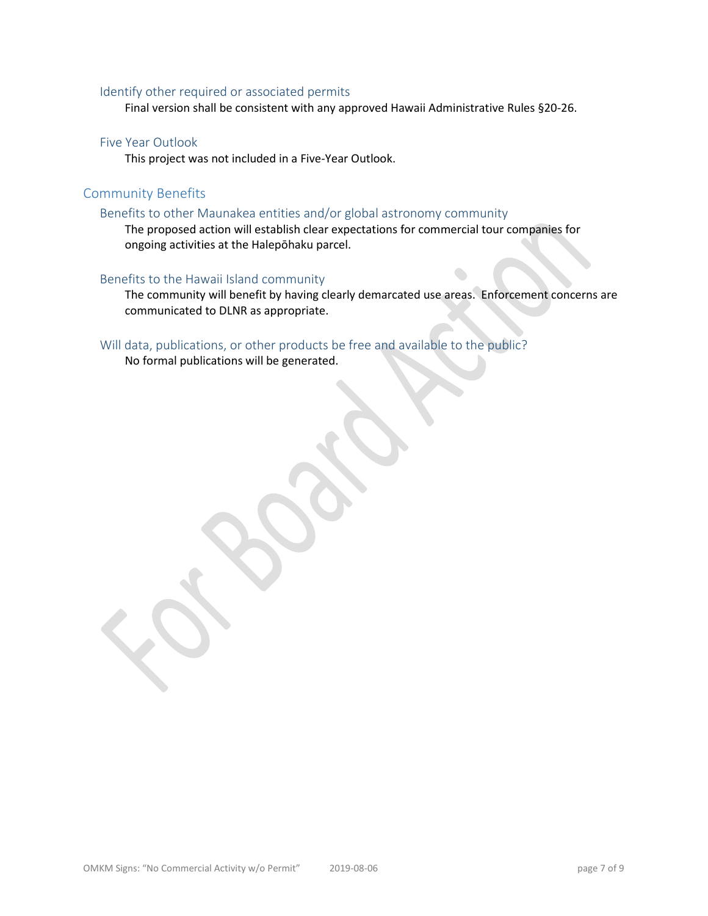### Identify other required or associated permits

Final version shall be consistent with any approved Hawaii Administrative Rules §20-26.

### Five Year Outlook

This project was not included in a Five-Year Outlook.

## Community Benefits

### Benefits to other Maunakea entities and/or global astronomy community

The proposed action will establish clear expectations for commercial tour companies for ongoing activities at the Halepōhaku parcel.

### Benefits to the Hawaii Island community

The community will benefit by having clearly demarcated use areas. Enforcement concerns are communicated to DLNR as appropriate.

### Will data, publications, or other products be free and available to the public?

No formal publications will be generated.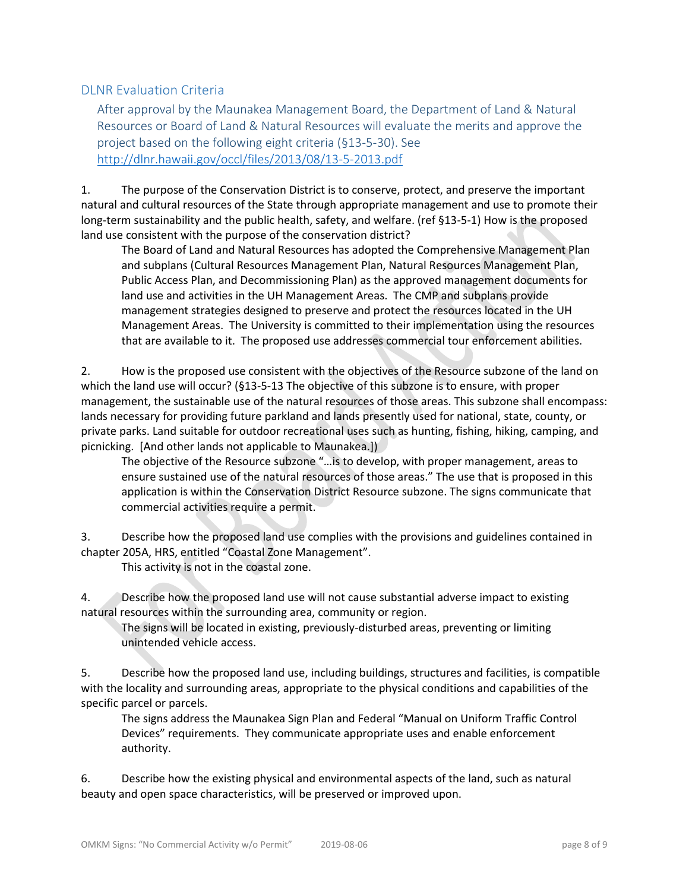## DLNR Evaluation Criteria

After approval by the Maunakea Management Board, the Department of Land & Natural Resources or Board of Land & Natural Resources will evaluate the merits and approve the project based on the following eight criteria (§13-5-30). See http://dlnr.hawaii.gov/occl/files/2013/08/13-5-2013.pdf

1. The purpose of the Conservation District is to conserve, protect, and preserve the important natural and cultural resources of the State through appropriate management and use to promote their long-term sustainability and the public health, safety, and welfare. (ref §13-5-1) How is the proposed land use consistent with the purpose of the conservation district?

   The Board of Land and Natural Resources has adopted the Comprehensive Management Plan and subplans (Cultural Resources Management Plan, Natural Resources Management Plan, Public Access Plan, and Decommissioning Plan) as the approved management documents for land use and activities in the UH Management Areas. The CMP and subplans provide management strategies designed to preserve and protect the resources located in the UH Management Areas. The University is committed to their implementation using the resources that are available to it. The proposed use addresses commercial tour enforcement abilities.

2. How is the proposed use consistent with the objectives of the Resource subzone of the land on which the land use will occur? (§13-5-13 The objective of this subzone is to ensure, with proper management, the sustainable use of the natural resources of those areas. This subzone shall encompass: lands necessary for providing future parkland and lands presently used for national, state, county, or private parks. Land suitable for outdoor recreational uses such as hunting, fishing, hiking, camping, and picnicking. [And other lands not applicable to Maunakea.])

   The objective of the Resource subzone "…is to develop, with proper management, areas to ensure sustained use of the natural resources of those areas." The use that is proposed in this application is within the Conservation District Resource subzone. The signs communicate that commercial activities require a permit.

3. Describe how the proposed land use complies with the provisions and guidelines contained in chapter 205A, HRS, entitled "Coastal Zone Management".

   This activity is not in the coastal zone.

4. Describe how the proposed land use will not cause substantial adverse impact to existing natural resources within the surrounding area, community or region.

   The signs will be located in existing, previously-disturbed areas, preventing or limiting unintended vehicle access.

5. Describe how the proposed land use, including buildings, structures and facilities, is compatible with the locality and surrounding areas, appropriate to the physical conditions and capabilities of the specific parcel or parcels.

   The signs address the Maunakea Sign Plan and Federal "Manual on Uniform Traffic Control Devices" requirements. They communicate appropriate uses and enable enforcement authority.

6. Describe how the existing physical and environmental aspects of the land, such as natural beauty and open space characteristics, will be preserved or improved upon.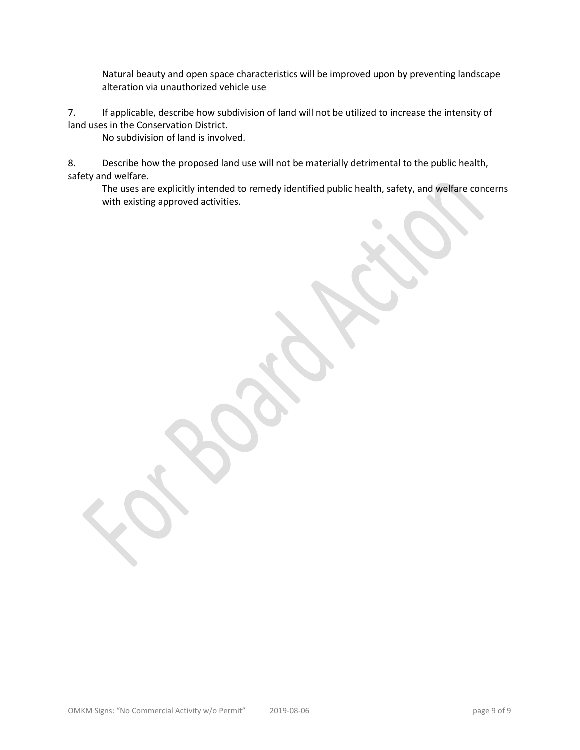Natural beauty and open space characteristics will be improved upon by preventing landscape alteration via unauthorized vehicle use

7. If applicable, describe how subdivision of land will not be utilized to increase the intensity of land uses in the Conservation District.

No subdivision of land is involved.

8. Describe how the proposed land use will not be materially detrimental to the public health, safety and welfare.

The uses are explicitly intended to remedy identified public health, safety, and welfare concerns with existing approved activities.